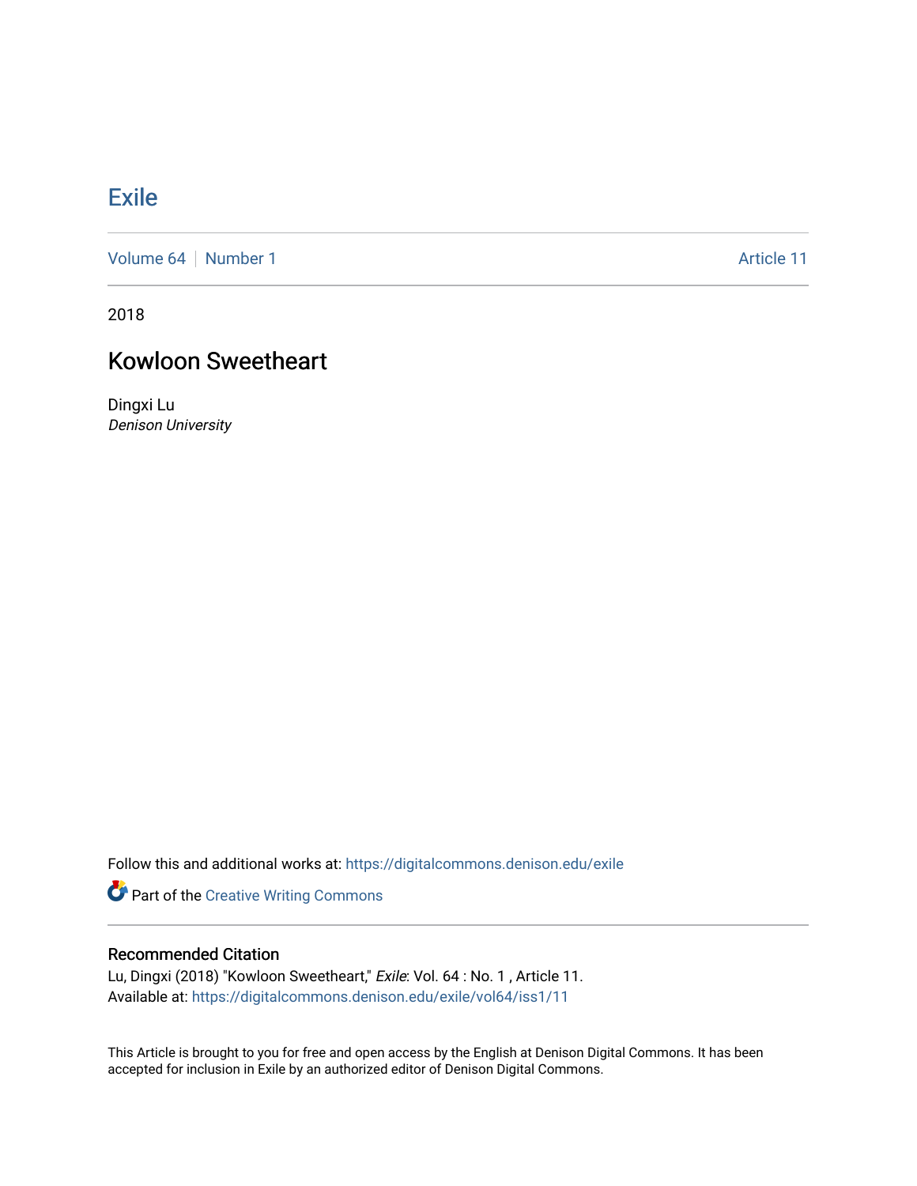# Exile

Volume 64 | Number 1 — Article 11

2018

## Kowloon Sweetheart

Dingxi Lu
*Denison University*

Follow this and additional works at: https://digitalcommons.denison.edu/exile

Part of the Creative Writing Commons

### Recommended Citation

Lu, Dingxi (2018) "Kowloon Sweetheart," *Exile*: Vol. 64 : No. 1 , Article 11.
Available at: https://digitalcommons.denison.edu/exile/vol64/iss1/11

This Article is brought to you for free and open access by the English at Denison Digital Commons. It has been accepted for inclusion in Exile by an authorized editor of Denison Digital Commons.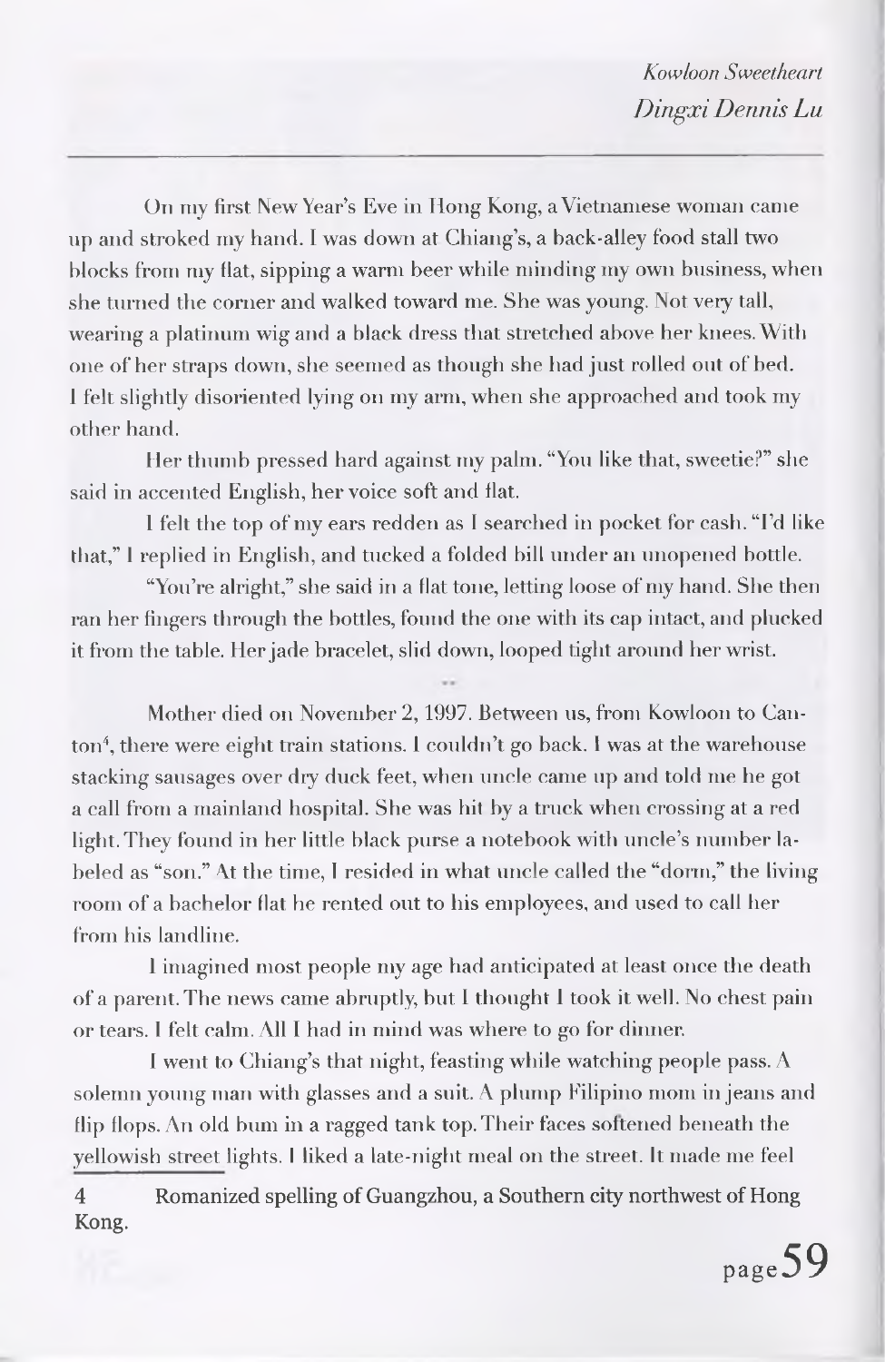On my first New Year's Eve in Hong Kong, a Vietnamese woman came up and stroked my hand. I was down at Chiang's, a back-alley food stall two blocks from my flat, sipping a warm beer while minding my own business, when she turned the corner and walked toward me. She was young. Not very tall, wearing a platinum wig and a black dress that stretched above her knees. With one of her straps down, she seemed as though she had just rolled out of bed. I felt slightly disoriented lying on my arm, when she approached and took my other hand.

Her thumb pressed hard against my palm. "You like that, sweetie?" she said in accented English, her voice soft and flat.

I felt the top of my ears redden as I searched in pocket for cash. "I'd like that," I replied in English, and tucked a folded bill under an unopened bottle.

"You're alright," she said in a flat tone, letting loose of my hand. She then ran her fingers through the bottles, found the one with its cap intact, and plucked it from the table. Her jade bracelet, slid down, looped tight around her wrist.

\*\*

Mother died on November 2, 1997. Between us, from Kowloon to Canton[4], there were eight train stations. I couldn't go back. I was at the warehouse stacking sausages over dry duck feet, when uncle came up and told me he got a call from a mainland hospital. She was hit by a truck when crossing at a red light. They found in her little black purse a notebook with uncle's number labeled as "son." At the time, I resided in what uncle called the "dorm," the living room of a bachelor flat he rented out to his employees, and used to call her from his landline.

I imagined most people my age had anticipated at least once the death of a parent. The news came abruptly, but I thought I took it well. No chest pain or tears. I felt calm. All I had in mind was where to go for dinner.

I went to Chiang's that night, feasting while watching people pass. A solemn young man with glasses and a suit. A plump Filipino mom in jeans and flip flops. An old bum in a ragged tank top. Their faces softened beneath the yellowish street lights. I liked a late-night meal on the street. It made me feel

4 Romanized spelling of Guangzhou, a Southern city northwest of Hong Kong.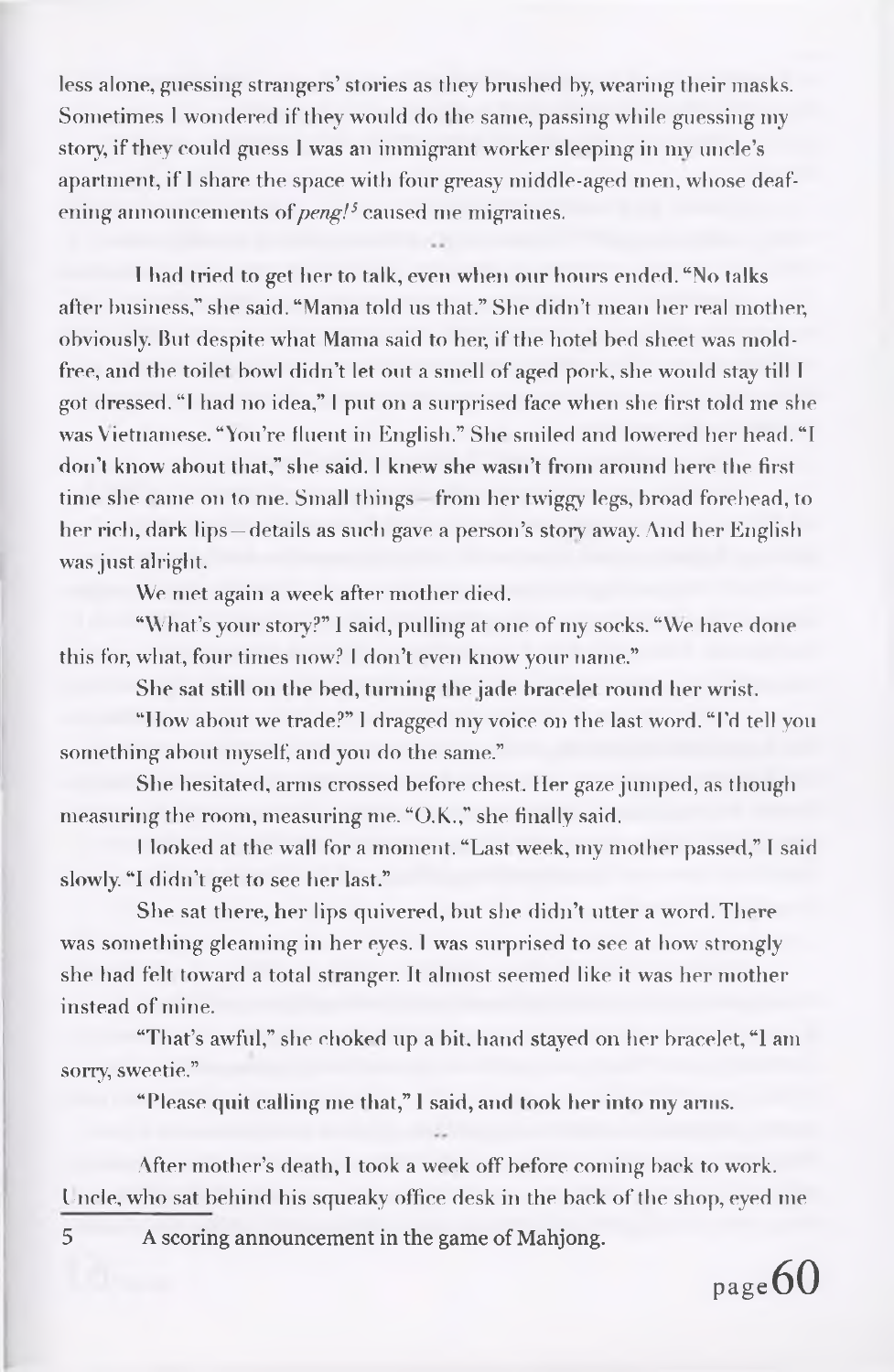less alone, guessing strangers' stories as they brushed by, wearing their masks. Sometimes I wondered if they would do the same, passing while guessing my story, if they could guess I was an immigrant worker sleeping in my uncle's apartment, if I share the space with four greasy middle-aged men, whose deafening announcements of *peng!*[5] caused me migraines.

..

I had tried to get her to talk, even when our hours ended. "No talks after business," she said. "Mama told us that." She didn't mean her real mother, obviously. But despite what Mama said to her, if the hotel bed sheet was mold-free, and the toilet bowl didn't let out a smell of aged pork, she would stay till I got dressed. "I had no idea," I put on a surprised face when she first told me she was Vietnamese. "You're fluent in English." She smiled and lowered her head. "I don't know about that," she said. I knew she wasn't from around here the first time she came on to me. Small things—from her twiggy legs, broad forehead, to her rich, dark lips—details as such gave a person's story away. And her English was just alright.

We met again a week after mother died.

"What's your story?" I said, pulling at one of my socks. "We have done this for, what, four times now? I don't even know your name."

She sat still on the bed, turning the jade bracelet round her wrist.

"How about we trade?" I dragged my voice on the last word. "I'd tell you something about myself, and you do the same."

She hesitated, arms crossed before chest. Her gaze jumped, as though measuring the room, measuring me. "O.K.," she finally said.

I looked at the wall for a moment. "Last week, my mother passed," I said slowly. "I didn't get to see her last."

She sat there, her lips quivered, but she didn't utter a word. There was something gleaming in her eyes. I was surprised to see at how strongly she had felt toward a total stranger. It almost seemed like it was her mother instead of mine.

"That's awful," she choked up a bit, hand stayed on her bracelet, "I am sorry, sweetie."

"Please quit calling me that," I said, and took her into my arms.

..

After mother's death, I took a week off before coming back to work. Uncle, who sat behind his squeaky office desk in the back of the shop, eyed me

---

5 A scoring announcement in the game of Mahjong.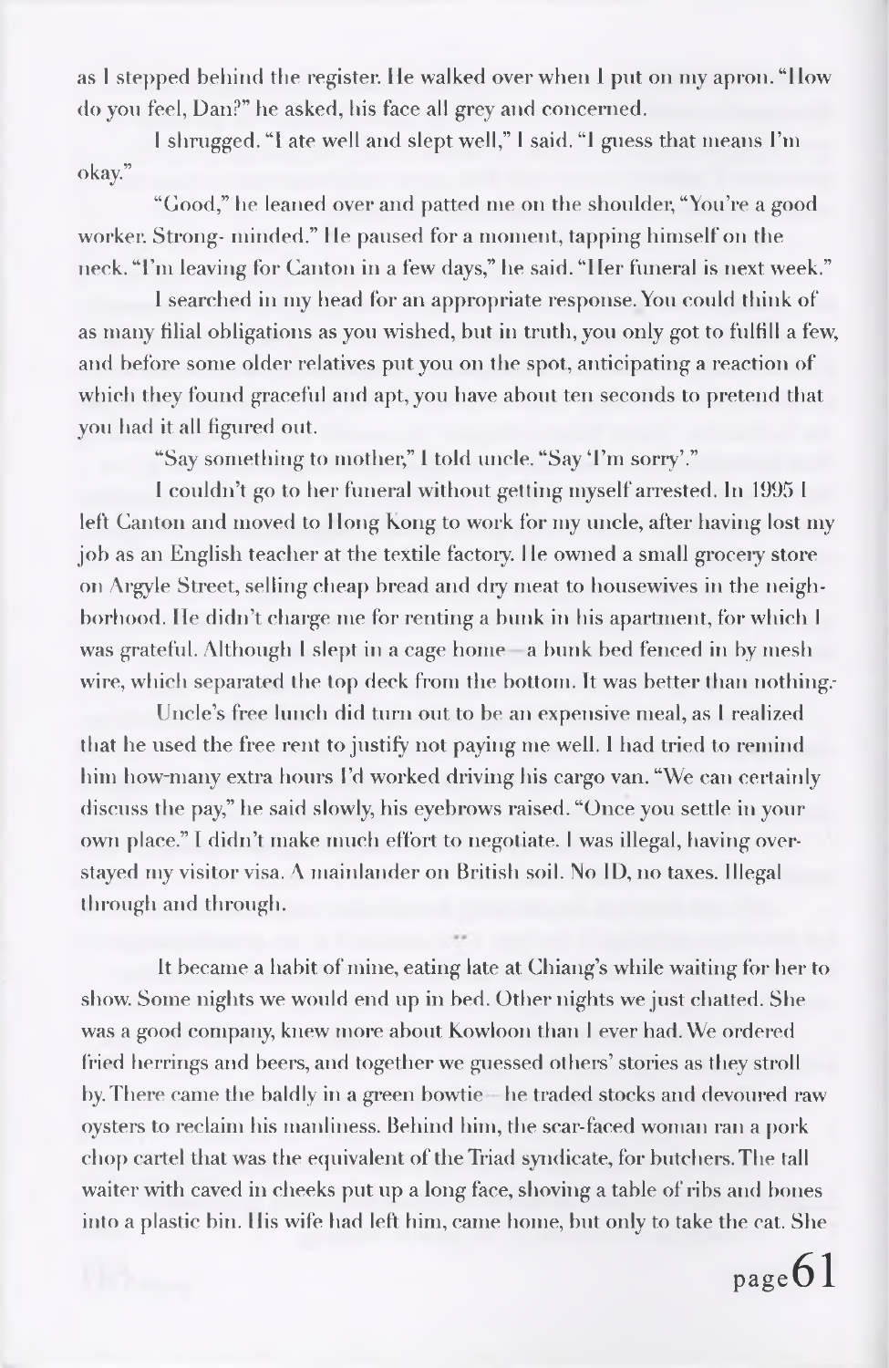as I stepped behind the register. He walked over when I put on my apron. "How do you feel, Dan?" he asked, his face all grey and concerned.

I shrugged. "I ate well and slept well," I said. "I guess that means I'm okay."

"Good," he leaned over and patted me on the shoulder, "You're a good worker. Strong- minded." He paused for a moment, tapping himself on the neck. "I'm leaving for Canton in a few days," he said. "Her funeral is next week."

I searched in my head for an appropriate response. You could think of as many filial obligations as you wished, but in truth, you only got to fulfill a few, and before some older relatives put you on the spot, anticipating a reaction of which they found graceful and apt, you have about ten seconds to pretend that you had it all figured out.

"Say something to mother," I told uncle. "Say 'I'm sorry'."

I couldn't go to her funeral without getting myself arrested. In 1995 I left Canton and moved to Hong Kong to work for my uncle, after having lost my job as an English teacher at the textile factory. He owned a small grocery store on Argyle Street, selling cheap bread and dry meat to housewives in the neighborhood. He didn't charge me for renting a bunk in his apartment, for which I was grateful. Although I slept in a cage home—a bunk bed fenced in by mesh wire, which separated the top deck from the bottom. It was better than nothing.

Uncle's free lunch did turn out to be an expensive meal, as I realized that he used the free rent to justify not paying me well. I had tried to remind him how many extra hours I'd worked driving his cargo van. "We can certainly discuss the pay," he said slowly, his eyebrows raised. "Once you settle in your own place." I didn't make much effort to negotiate. I was illegal, having overstayed my visitor visa. A mainlander on British soil. No ID, no taxes. Illegal through and through.

..

It became a habit of mine, eating late at Chiang's while waiting for her to show. Some nights we would end up in bed. Other nights we just chatted. She was a good company, knew more about Kowloon than I ever had. We ordered fried herrings and beers, and together we guessed others' stories as they stroll by. There came the baldly in a green bowtie—he traded stocks and devoured raw oysters to reclaim his manliness. Behind him, the scar-faced woman ran a pork chop cartel that was the equivalent of the Triad syndicate, for butchers. The tall waiter with caved in cheeks put up a long face, shoving a table of ribs and bones into a plastic bin. His wife had left him, came home, but only to take the cat. She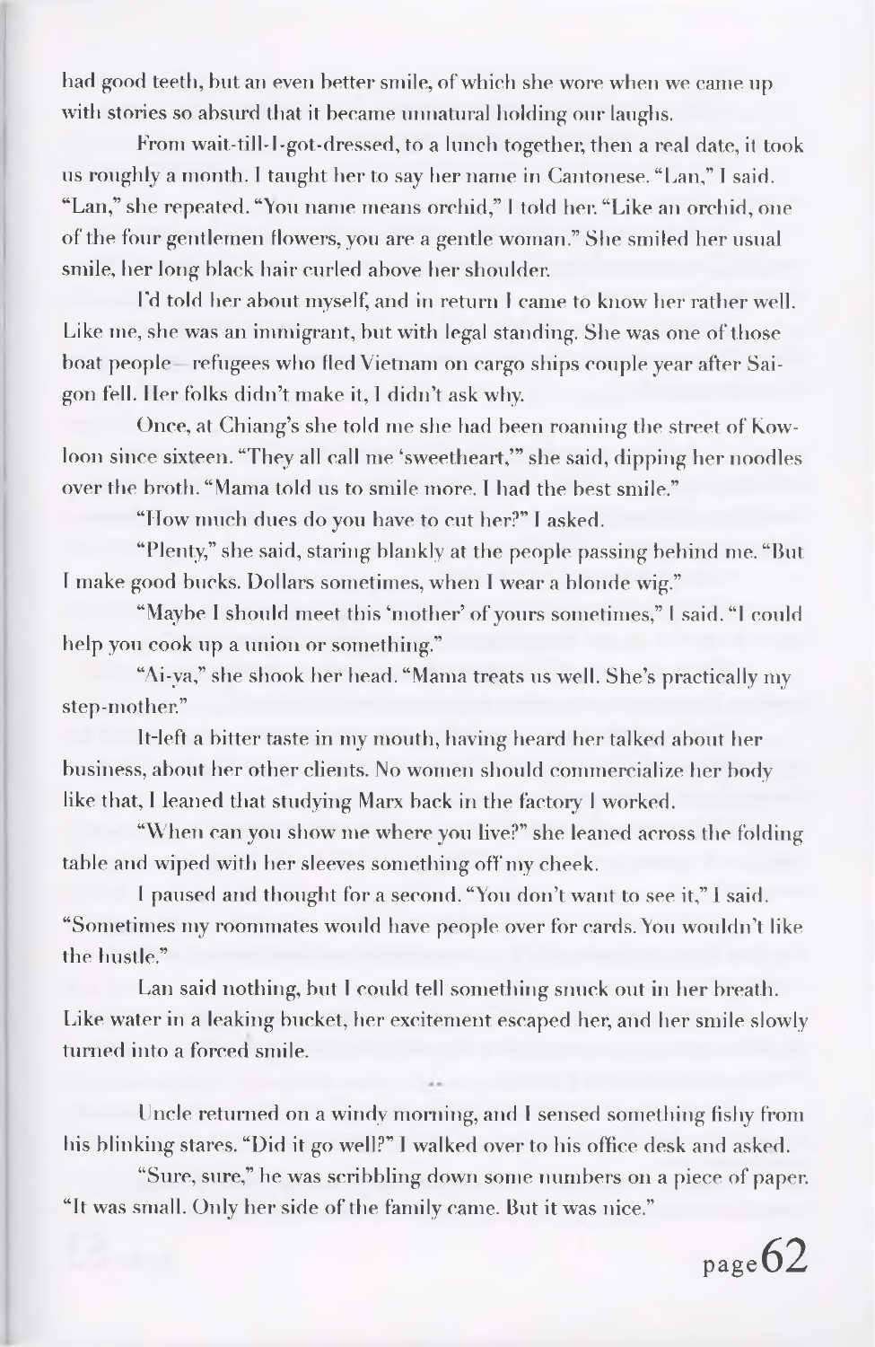had good teeth, but an even better smile, of which she wore when we came up with stories so absurd that it became unnatural holding our laughs.

From wait-till-I-got-dressed, to a lunch together, then a real date, it took us roughly a month. I taught her to say her name in Cantonese. "Lan," I said. "Lan," she repeated. "You name means orchid," I told her. "Like an orchid, one of the four gentlemen flowers, you are a gentle woman." She smiled her usual smile, her long black hair curled above her shoulder.

I'd told her about myself, and in return I came to know her rather well. Like me, she was an immigrant, but with legal standing. She was one of those boat people—refugees who fled Vietnam on cargo ships couple year after Saigon fell. Her folks didn't make it, I didn't ask why.

Once, at Chiang's she told me she had been roaming the street of Kowloon since sixteen. "They all call me 'sweetheart,'" she said, dipping her noodles over the broth. "Mama told us to smile more. I had the best smile."

"How much dues do you have to cut her?" I asked.

"Plenty," she said, staring blankly at the people passing behind me. "But I make good bucks. Dollars sometimes, when I wear a blonde wig."

"Maybe I should meet this 'mother' of yours sometimes," I said. "I could help you cook up a union or something."

"Ai-ya," she shook her head. "Mama treats us well. She's practically my step-mother."

It left a bitter taste in my mouth, having heard her talked about her business, about her other clients. No women should commercialize her body like that, I leaned that studying Marx back in the factory I worked.

"When can you show me where you live?" she leaned across the folding table and wiped with her sleeves something off my cheek.

I paused and thought for a second. "You don't want to see it," I said. "Sometimes my roommates would have people over for cards. You wouldn't like the hustle."

Lan said nothing, but I could tell something snuck out in her breath. Like water in a leaking bucket, her excitement escaped her, and her smile slowly turned into a forced smile.

Uncle returned on a windy morning, and I sensed something fishy from his blinking stares. "Did it go well?" I walked over to his office desk and asked.

"Sure, sure," he was scribbling down some numbers on a piece of paper. "It was small. Only her side of the family came. But it was nice."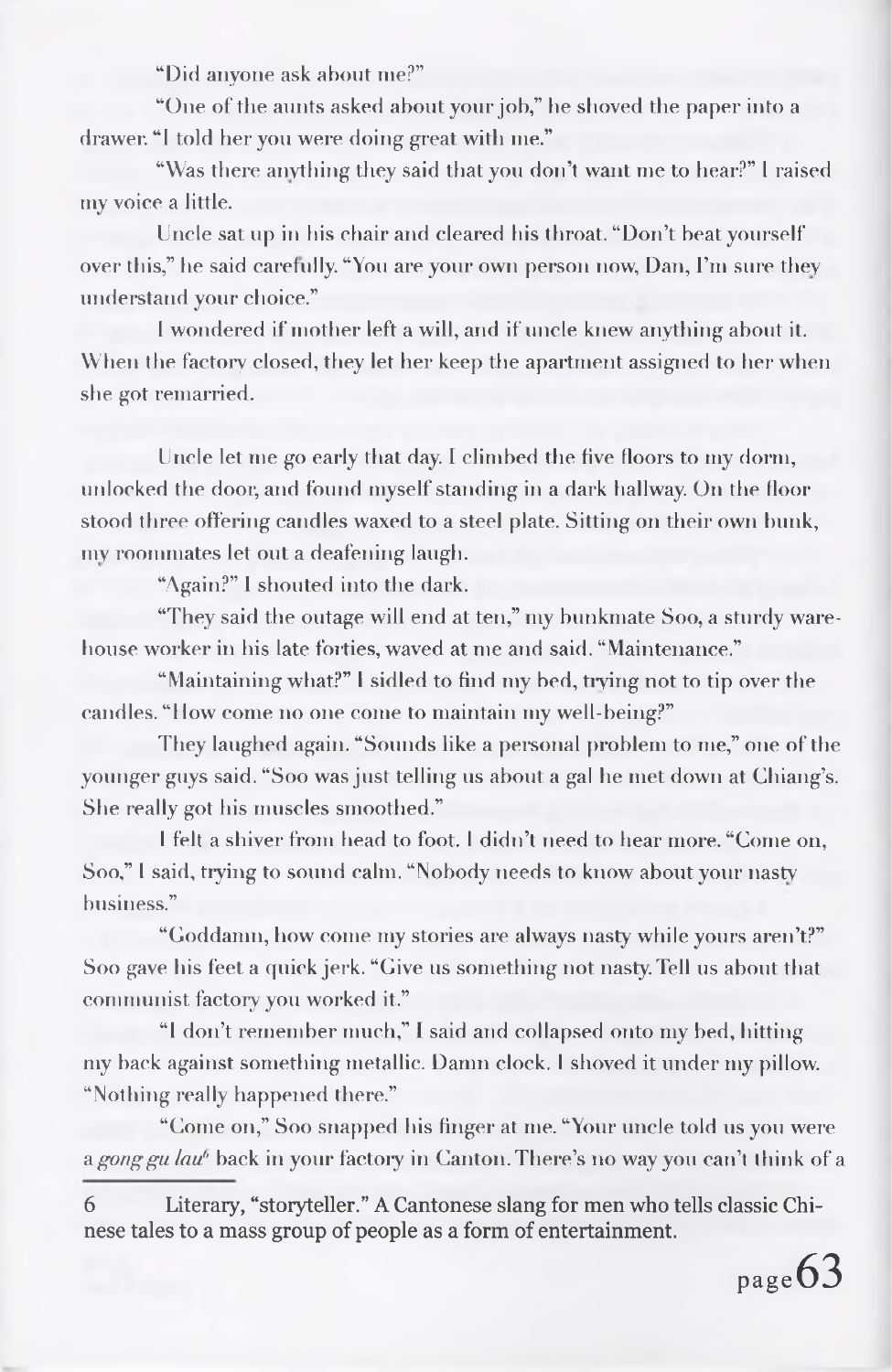"Did anyone ask about me?"

"One of the aunts asked about your job," he shoved the paper into a drawer. "I told her you were doing great with me."

"Was there anything they said that you don't want me to hear?" I raised my voice a little.

Uncle sat up in his chair and cleared his throat. "Don't beat yourself over this," he said carefully. "You are your own person now, Dan, I'm sure they understand your choice."

I wondered if mother left a will, and if uncle knew anything about it. When the factory closed, they let her keep the apartment assigned to her when she got remarried.

Uncle let me go early that day. I climbed the five floors to my dorm, unlocked the door, and found myself standing in a dark hallway. On the floor stood three offering candles waxed to a steel plate. Sitting on their own bunk, my roommates let out a deafening laugh.

"Again?" I shouted into the dark.

"They said the outage will end at ten," my bunkmate Soo, a sturdy warehouse worker in his late forties, waved at me and said. "Maintenance."

"Maintaining what?" I sidled to find my bed, trying not to tip over the candles. "How come no one come to maintain my well-being?"

They laughed again. "Sounds like a personal problem to me," one of the younger guys said. "Soo was just telling us about a gal he met down at Chiang's. She really got his muscles smoothed."

I felt a shiver from head to foot. I didn't need to hear more. "Come on, Soo," I said, trying to sound calm. "Nobody needs to know about your nasty business."

"Goddamn, how come my stories are always nasty while yours aren't?" Soo gave his feet a quick jerk. "Give us something not nasty. Tell us about that communist factory you worked it."

"I don't remember much," I said and collapsed onto my bed, hitting my back against something metallic. Damn clock. I shoved it under my pillow. "Nothing really happened there."

"Come on," Soo snapped his finger at me. "Your uncle told us you were a *gong gu lau*[6] back in your factory in Canton. There's no way you can't think of a

---

6 Literary, "storyteller." A Cantonese slang for men who tells classic Chinese tales to a mass group of people as a form of entertainment.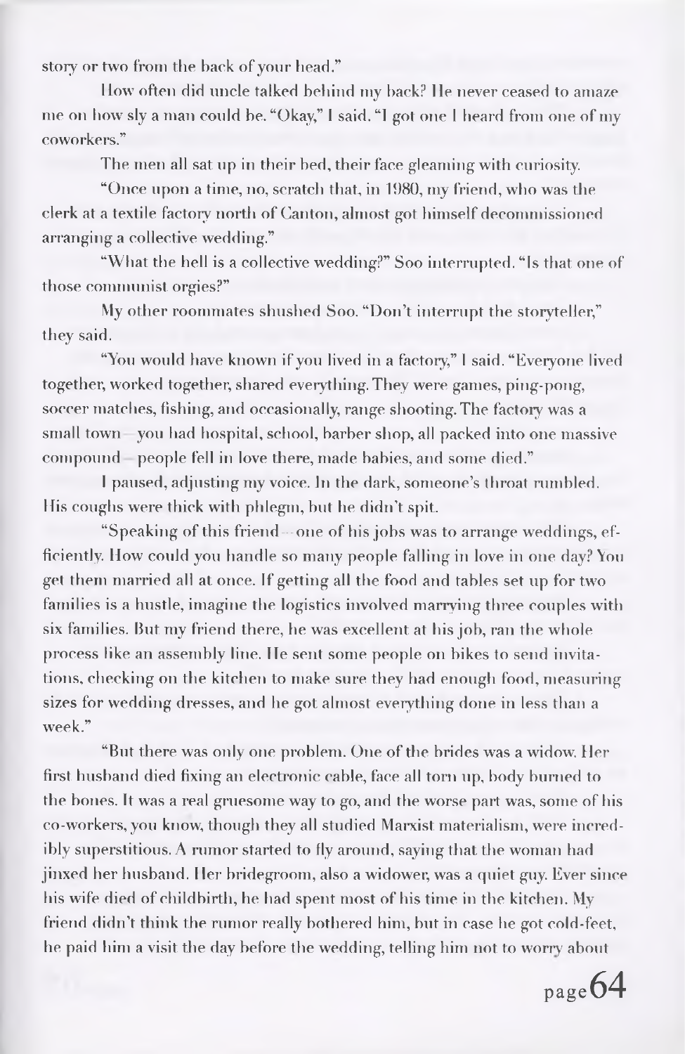story or two from the back of your head."

How often did uncle talked behind my back? He never ceased to amaze me on how sly a man could be. "Okay," I said. "I got one I heard from one of my coworkers."

The men all sat up in their bed, their face gleaming with curiosity.

"Once upon a time, no, scratch that, in 1980, my friend, who was the clerk at a textile factory north of Canton, almost got himself decommissioned arranging a collective wedding."

"What the hell is a collective wedding?" Soo interrupted. "Is that one of those communist orgies?"

My other roommates shushed Soo. "Don't interrupt the storyteller," they said.

"You would have known if you lived in a factory," I said. "Everyone lived together, worked together, shared everything. They were games, ping-pong, soccer matches, fishing, and occasionally, range shooting. The factory was a small town—you had hospital, school, barber shop, all packed into one massive compound—people fell in love there, made babies, and some died."

I paused, adjusting my voice. In the dark, someone's throat rumbled. His coughs were thick with phlegm, but he didn't spit.

"Speaking of this friend—one of his jobs was to arrange weddings, efficiently. How could you handle so many people falling in love in one day? You get them married all at once. If getting all the food and tables set up for two families is a hustle, imagine the logistics involved marrying three couples with six families. But my friend there, he was excellent at his job, ran the whole process like an assembly line. He sent some people on bikes to send invitations, checking on the kitchen to make sure they had enough food, measuring sizes for wedding dresses, and he got almost everything done in less than a week."

"But there was only one problem. One of the brides was a widow. Her first husband died fixing an electronic cable, face all torn up, body burned to the bones. It was a real gruesome way to go, and the worse part was, some of his co-workers, you know, though they all studied Marxist materialism, were incredibly superstitious. A rumor started to fly around, saying that the woman had jinxed her husband. Her bridegroom, also a widower, was a quiet guy. Ever since his wife died of childbirth, he had spent most of his time in the kitchen. My friend didn't think the rumor really bothered him, but in case he got cold-feet, he paid him a visit the day before the wedding, telling him not to worry about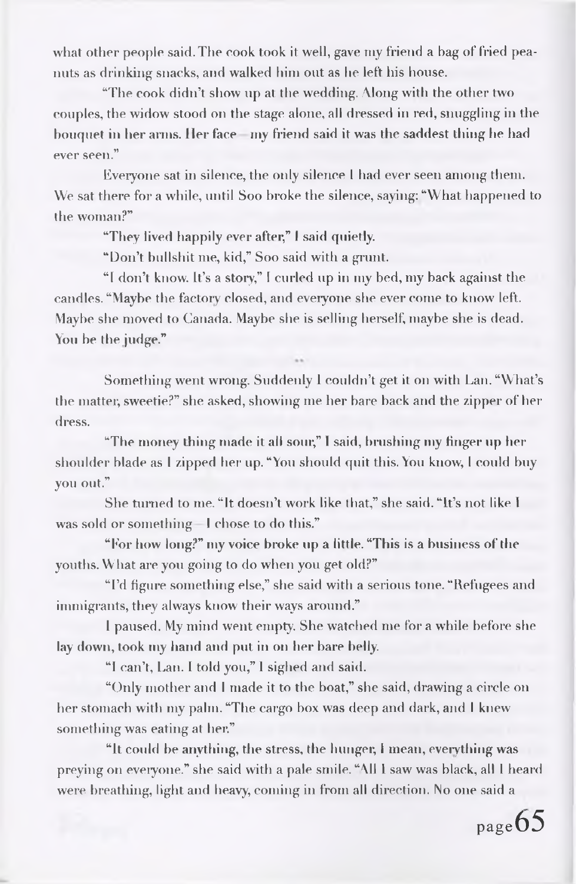what other people said. The cook took it well, gave my friend a bag of fried peanuts as drinking snacks, and walked him out as he left his house.

"The cook didn't show up at the wedding. Along with the other two couples, the widow stood on the stage alone, all dressed in red, snuggling in the bouquet in her arms. Her face—my friend said it was the saddest thing he had ever seen."

Everyone sat in silence, the only silence I had ever seen among them. We sat there for a while, until Soo broke the silence, saying: "What happened to the woman?"

"They lived happily ever after," I said quietly.

"Don't bullshit me, kid," Soo said with a grunt.

"I don't know. It's a story," I curled up in my bed, my back against the candles. "Maybe the factory closed, and everyone she ever come to know left. Maybe she moved to Canada. Maybe she is selling herself, maybe she is dead. You be the judge."

\*\*

Something went wrong. Suddenly I couldn't get it on with Lan. "What's the matter, sweetie?" she asked, showing me her bare back and the zipper of her dress.

"The money thing made it all sour," I said, brushing my finger up her shoulder blade as I zipped her up. "You should quit this. You know, I could buy you out."

She turned to me. "It doesn't work like that," she said. "It's not like I was sold or something—I chose to do this."

"For how long?" my voice broke up a little. "This is a business of the youths. What are you going to do when you get old?"

"I'd figure something else," she said with a serious tone. "Refugees and immigrants, they always know their ways around."

I paused. My mind went empty. She watched me for a while before she lay down, took my hand and put in on her bare belly.

"I can't, Lan. I told you," I sighed and said.

"Only mother and I made it to the boat," she said, drawing a circle on her stomach with my palm. "The cargo box was deep and dark, and I knew something was eating at her."

"It could be anything, the stress, the hunger, I mean, everything was preying on everyone." she said with a pale smile. "All I saw was black, all I heard were breathing, light and heavy, coming in from all direction. No one said a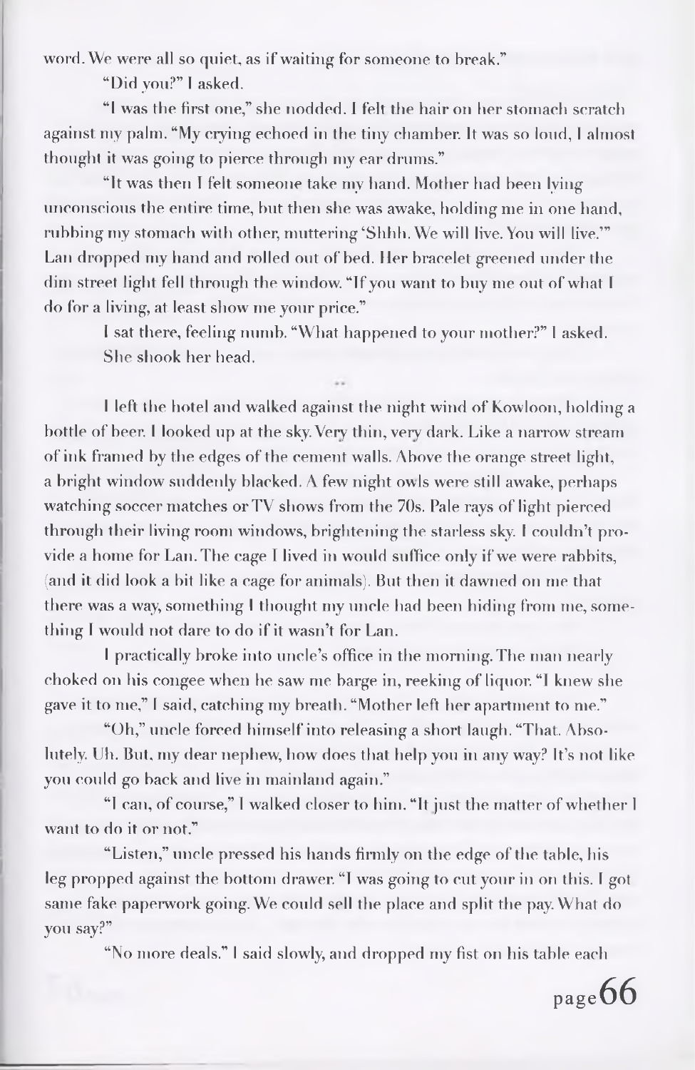word. We were all so quiet, as if waiting for someone to break."

"Did you?" I asked.

"I was the first one," she nodded. I felt the hair on her stomach scratch against my palm. "My crying echoed in the tiny chamber. It was so loud, I almost thought it was going to pierce through my ear drums."

"It was then I felt someone take my hand. Mother had been lying unconscious the entire time, but then she was awake, holding me in one hand, rubbing my stomach with other, muttering 'Shhh. We will live. You will live.'" Lan dropped my hand and rolled out of bed. Her bracelet greened under the dim street light fell through the window. "If you want to buy me out of what I do for a living, at least show me your price."

I sat there, feeling numb. "What happened to your mother?" I asked.

She shook her head.

..

I left the hotel and walked against the night wind of Kowloon, holding a bottle of beer. I looked up at the sky. Very thin, very dark. Like a narrow stream of ink framed by the edges of the cement walls. Above the orange street light, a bright window suddenly blacked. A few night owls were still awake, perhaps watching soccer matches or TV shows from the 70s. Pale rays of light pierced through their living room windows, brightening the starless sky. I couldn't provide a home for Lan. The cage I lived in would suffice only if we were rabbits, (and it did look a bit like a cage for animals). But then it dawned on me that there was a way, something I thought my uncle had been hiding from me, something I would not dare to do if it wasn't for Lan.

I practically broke into uncle's office in the morning. The man nearly choked on his congee when he saw me barge in, reeking of liquor. "I knew she gave it to me," I said, catching my breath. "Mother left her apartment to me."

"Oh," uncle forced himself into releasing a short laugh. "That. Absolutely. Uh. But, my dear nephew, how does that help you in any way? It's not like you could go back and live in mainland again."

"I can, of course," I walked closer to him. "It just the matter of whether I want to do it or not."

"Listen," uncle pressed his hands firmly on the edge of the table, his leg propped against the bottom drawer. "I was going to cut your in on this. I got same fake paperwork going. We could sell the place and split the pay. What do you say?"

"No more deals." I said slowly, and dropped my fist on his table each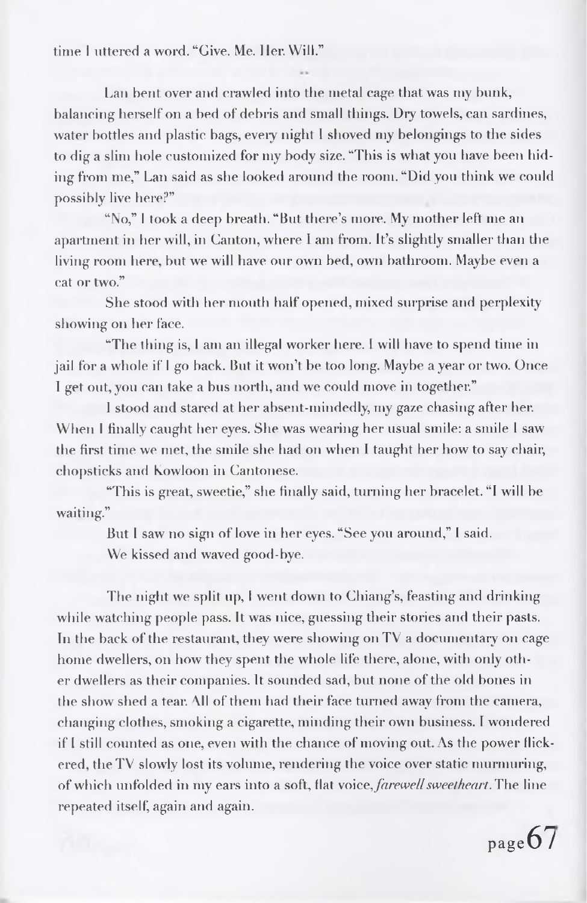time I uttered a word. "Give. Me. Her. Will."

Lan bent over and crawled into the metal cage that was my bunk, balancing herself on a bed of debris and small things. Dry towels, can sardines, water bottles and plastic bags, every night I shoved my belongings to the sides to dig a slim hole customized for my body size. "This is what you have been hiding from me," Lan said as she looked around the room. "Did you think we could possibly live here?"

"No," I took a deep breath. "But there's more. My mother left me an apartment in her will, in Canton, where I am from. It's slightly smaller than the living room here, but we will have our own bed, own bathroom. Maybe even a cat or two."

She stood with her mouth half opened, mixed surprise and perplexity showing on her face.

"The thing is, I am an illegal worker here. I will have to spend time in jail for a whole if I go back. But it won't be too long. Maybe a year or two. Once I get out, you can take a bus north, and we could move in together."

I stood and stared at her absent-mindedly, my gaze chasing after her. When I finally caught her eyes. She was wearing her usual smile: a smile I saw the first time we met, the smile she had on when I taught her how to say chair, chopsticks and Kowloon in Cantonese.

"This is great, sweetie," she finally said, turning her bracelet. "I will be waiting."

But I saw no sign of love in her eyes. "See you around," I said.

We kissed and waved good-bye.

The night we split up, I went down to Chiang's, feasting and drinking while watching people pass. It was nice, guessing their stories and their pasts. In the back of the restaurant, they were showing on TV a documentary on cage home dwellers, on how they spent the whole life there, alone, with only other dwellers as their companies. It sounded sad, but none of the old bones in the show shed a tear. All of them had their face turned away from the camera, changing clothes, smoking a cigarette, minding their own business. I wondered if I still counted as one, even with the chance of moving out. As the power flickered, the TV slowly lost its volume, rendering the voice over static murmuring, of which unfolded in my ears into a soft, flat voice, *farewell sweetheart*. The line repeated itself, again and again.